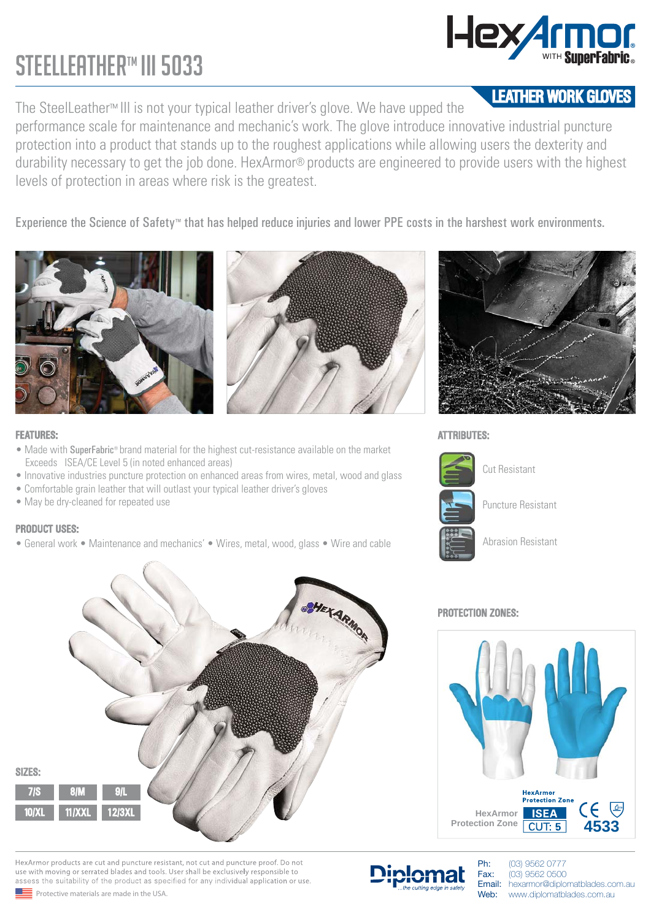# STEELLEATHER™ III 5033

HexArmor® WITH SuperFabric®

**LEATHER WORK GLOVES**

The SteelLeather™ III is not your typical leather driver's glove. We have upped the performance scale for maintenance and mechanic's work. The glove introduce innovative industrial puncture protection into a product that stands up to the roughest applications while allowing users the dexterity and durability necessary to get the job done. HexArmor® products are engineered to provide users with the highest levels of protection in areas where risk is the greatest.

Experience the Science of Safety™ that has helped reduce injuries and lower PPE costs in the harshest work environments.

## FEATURES:

- Made with SuperFabric® brand material for the highest cut-resistance available on the market Exceeds ISEA/CE Level 5 (in noted enhanced areas)
- Innovative industries puncture protection on enhanced areas from wires, metal, wood and glass
- Comfortable grain leather that will outlast your typical leather driver's gloves
- May be dry-cleaned for repeated use

## PRODUCT USES:

- General work • Maintenance and mechanics' • Wires, metal, wood, glass • Wire and cable

## ATTRIBUTES:

- Cut Resistant
- Puncture Resistant
- Abrasion Resistant

## PROTECTION ZONES:

HexArmor Protection Zone

HexArmor Protection Zone ISEA CUT: 5

CE 4533

## SIZES:

| 7/S | 8/M | 9/L |
|---|---|---|
| 10/XL | 11/XXL | 12/3XL |

HexArmor products are cut and puncture resistant, not cut and puncture proof. Do not use with moving or serrated blades and tools. User shall be exclusively responsible to assess the suitability of the product as specified for any individual application or use.

Protective materials are made in the USA.

Diplomat ...the cutting edge in safety

Ph: (03) 9562 0777
Fax: (03) 9562 0500
Email: hexarmor@diplomatblades.com.au
Web: www.diplomatblades.com.au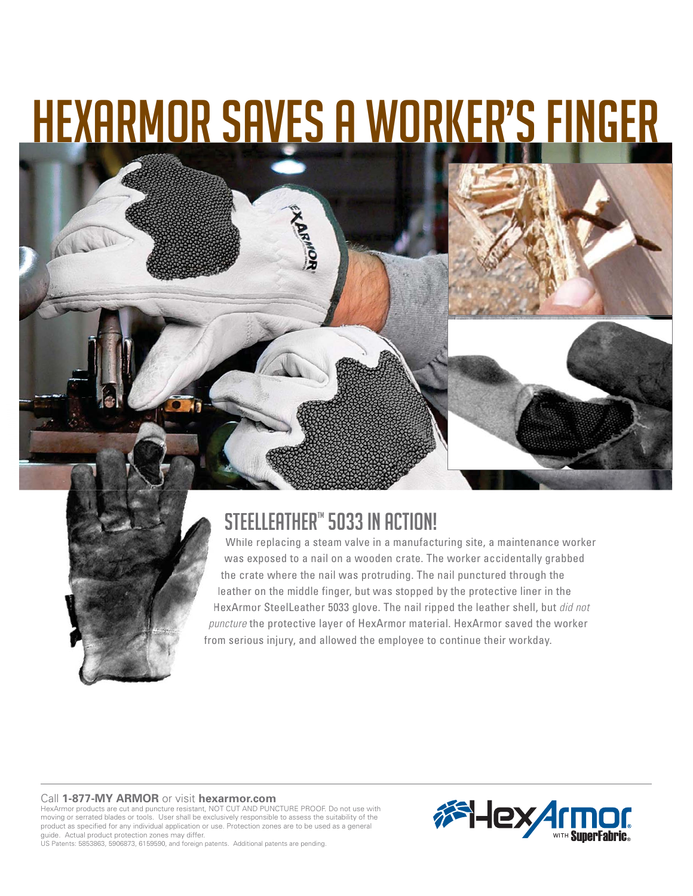# HEXARMOR SAVES A WORKER'S FINGER

## STEELLEATHER™ 5033 IN ACTION!

While replacing a steam valve in a manufacturing site, a maintenance worker was exposed to a nail on a wooden crate. The worker accidentally grabbed the crate where the nail was protruding. The nail punctured through the leather on the middle finger, but was stopped by the protective liner in the HexArmor SteelLeather 5033 glove. The nail ripped the leather shell, but *did not puncture* the protective layer of HexArmor material. HexArmor saved the worker from serious injury, and allowed the employee to continue their workday.

---

Call **1-877-MY ARMOR** or visit **hexarmor.com**

HexArmor products are cut and puncture resistant, NOT CUT AND PUNCTURE PROOF. Do not use with moving or serrated blades or tools. User shall be exclusively responsible to assess the suitability of the product as specified for any individual application or use. Protection zones are to be used as a general guide. Actual product protection zones may differ.

US Patents: 5853863, 5906873, 6159590, and foreign patents. Additional patents are pending.

HexArmor® WITH SuperFabric®